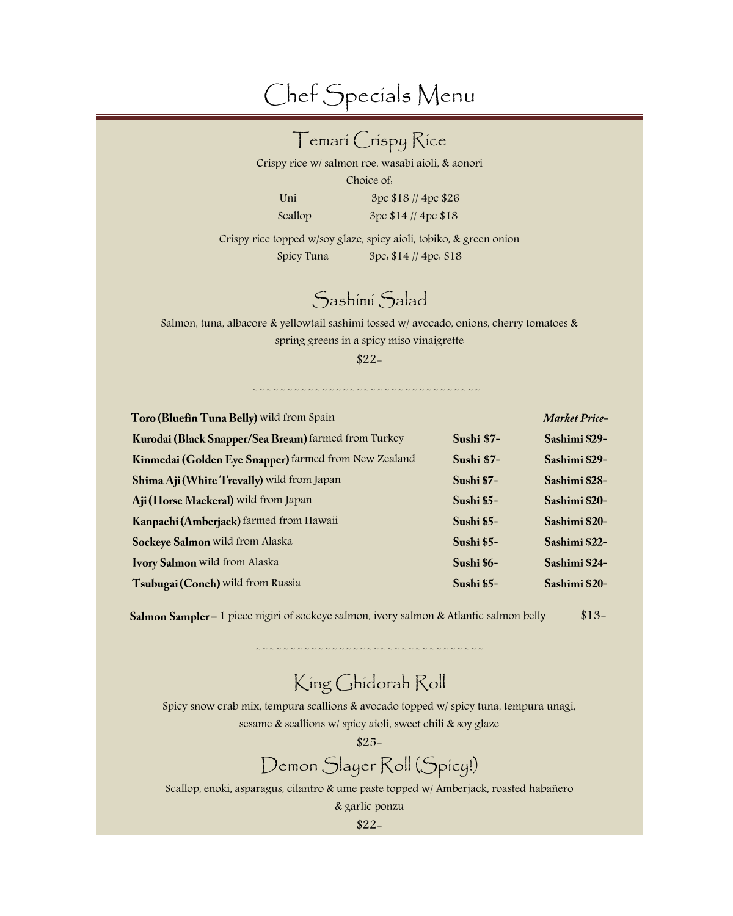# Chef Specials Menu

## Temari Crispy Rice

Crispy rice w/ salmon roe, wasabi aioli, & aonori

Choice of:

| | |
|---|---|
| Uni | 3pc $18 // 4pc $26 |
| Scallop | 3pc $14 // 4pc $18 |

Crispy rice topped w/soy glaze, spicy aioli, tobiko, & green onion

| | |
|---|---|
| Spicy Tuna | 3pc: $14 // 4pc: $18 |

## Sashimi Salad

Salmon, tuna, albacore & yellowtail sashimi tossed w/ avocado, onions, cherry tomatoes & spring greens in a spicy miso vinaigrette

$22-

~~~~~~~~~~~~~~~~~~~~~~~~~~~~~~~~~~~

| Item | Sushi | Sashimi |
|---|---|---|
| **Toro (Bluefin Tuna Belly)** wild from Spain | | ***Market Price-*** |
| **Kurodai (Black Snapper/Sea Bream)** farmed from Turkey | **Sushi $7-** | **Sashimi $29-** |
| **Kinmedai (Golden Eye Snapper)** farmed from New Zealand | **Sushi $7-** | **Sashimi $29-** |
| **Shima Aji (White Trevally)** wild from Japan | **Sushi $7-** | **Sashimi $28-** |
| **Aji (Horse Mackeral)** wild from Japan | **Sushi $5-** | **Sashimi $20-** |
| **Kanpachi (Amberjack)** farmed from Hawaii | **Sushi $5-** | **Sashimi $20-** |
| **Sockeye Salmon** wild from Alaska | **Sushi $5-** | **Sashimi $22-** |
| **Ivory Salmon** wild from Alaska | **Sushi $6-** | **Sashimi $24-** |
| **Tsubugai (Conch)** wild from Russia | **Sushi $5-** | **Sashimi $20-** |

**Salmon Sampler –** 1 piece nigiri of sockeye salmon, ivory salmon & Atlantic salmon belly $13-

~~~~~~~~~~~~~~~~~~~~~~~~~~~~~~~~~~~

## King Ghidorah Roll

Spicy snow crab mix, tempura scallions & avocado topped w/ spicy tuna, tempura unagi, sesame & scallions w/ spicy aioli, sweet chili & soy glaze

$25-

## Demon Slayer Roll (Spicy!)

Scallop, enoki, asparagus, cilantro & ume paste topped w/ Amberjack, roasted habañero & garlic ponzu

$22-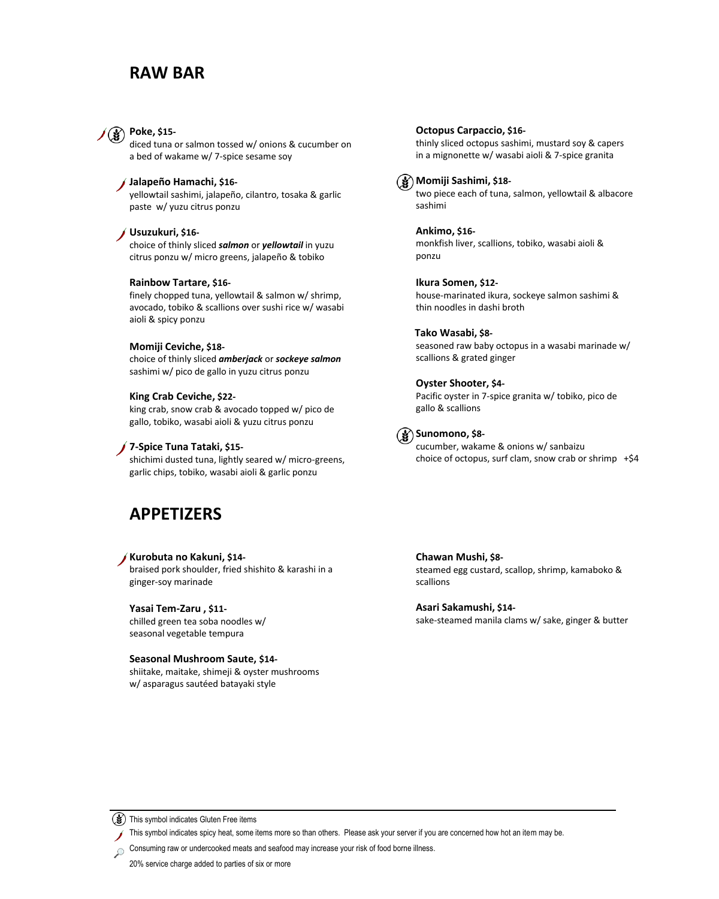## RAW BAR

**Poke, $15-**
diced tuna or salmon tossed w/ onions & cucumber on a bed of wakame w/ 7-spice sesame soy

**Jalapeño Hamachi, $16-**
yellowtail sashimi, jalapeño, cilantro, tosaka & garlic paste w/ yuzu citrus ponzu

**Usuzukuri, $16-**
choice of thinly sliced ***salmon*** or ***yellowtail*** in yuzu citrus ponzu w/ micro greens, jalapeño & tobiko

**Rainbow Tartare, $16-**
finely chopped tuna, yellowtail & salmon w/ shrimp, avocado, tobiko & scallions over sushi rice w/ wasabi aioli & spicy ponzu

**Momiji Ceviche, $18-**
choice of thinly sliced ***amberjack*** or ***sockeye salmon*** sashimi w/ pico de gallo in yuzu citrus ponzu

**King Crab Ceviche, $22-**
king crab, snow crab & avocado topped w/ pico de gallo, tobiko, wasabi aioli & yuzu citrus ponzu

**7-Spice Tuna Tataki, $15-**
shichimi dusted tuna, lightly seared w/ micro-greens, garlic chips, tobiko, wasabi aioli & garlic ponzu

**Octopus Carpaccio, $16-**
thinly sliced octopus sashimi, mustard soy & capers in a mignonette w/ wasabi aioli & 7-spice granita

**Momiji Sashimi, $18-**
two piece each of tuna, salmon, yellowtail & albacore sashimi

**Ankimo, $16-**
monkfish liver, scallions, tobiko, wasabi aioli & ponzu

**Ikura Somen, $12-**
house-marinated ikura, sockeye salmon sashimi & thin noodles in dashi broth

**Tako Wasabi, $8-**
seasoned raw baby octopus in a wasabi marinade w/ scallions & grated ginger

**Oyster Shooter, $4-**
Pacific oyster in 7-spice granita w/ tobiko, pico de gallo & scallions

**Sunomono, $8-**
cucumber, wakame & onions w/ sanbaizu
choice of octopus, surf clam, snow crab or shrimp +$4

## APPETIZERS

**Kurobuta no Kakuni, $14-**
braised pork shoulder, fried shishito & karashi in a ginger-soy marinade

**Yasai Tem-Zaru , $11-**
chilled green tea soba noodles w/ seasonal vegetable tempura

**Seasonal Mushroom Saute, $14-**
shiitake, maitake, shimeji & oyster mushrooms w/ asparagus sautéed batayaki style

**Chawan Mushi, $8-**
steamed egg custard, scallop, shrimp, kamaboko & scallions

**Asari Sakamushi, $14-**
sake-steamed manila clams w/ sake, ginger & butter

---

This symbol indicates Gluten Free items

This symbol indicates spicy heat, some items more so than others. Please ask your server if you are concerned how hot an item may be.

Consuming raw or undercooked meats and seafood may increase your risk of food borne illness.

20% service charge added to parties of six or more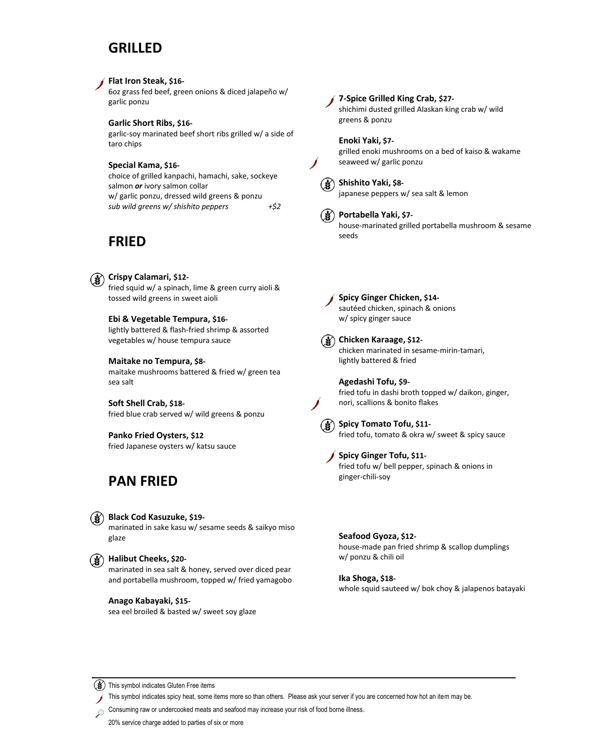## GRILLED

**Flat Iron Steak, $16-**
6oz grass fed beef, green onions & diced jalapeño w/ garlic ponzu

**Garlic Short Ribs, $16-**
garlic-soy marinated beef short ribs grilled w/ a side of taro chips

**Special Kama, $16-**
choice of grilled kanpachi, hamachi, sake, sockeye salmon ***or*** ivory salmon collar
w/ garlic ponzu, dressed wild greens & ponzu
*sub wild greens w/ shishito peppers* *+$2*

**7-Spice Grilled King Crab, $27-**
shichimi dusted grilled Alaskan king crab w/ wild greens & ponzu

**Enoki Yaki, $7-**
grilled enoki mushrooms on a bed of kaiso & wakame seaweed w/ garlic ponzu

**Shishito Yaki, $8-**
japanese peppers w/ sea salt & lemon

**Portabella Yaki, $7-**
house-marinated grilled portabella mushroom & sesame seeds

## FRIED

**Crispy Calamari, $12-**
fried squid w/ a spinach, lime & green curry aioli & tossed wild greens in sweet aioli

**Ebi & Vegetable Tempura, $16-**
lightly battered & flash-fried shrimp & assorted vegetables w/ house tempura sauce

**Maitake no Tempura, $8-**
maitake mushrooms battered & fried w/ green tea sea salt

**Soft Shell Crab, $18-**
fried blue crab served w/ wild greens & ponzu

**Panko Fried Oysters, $12**
fried Japanese oysters w/ katsu sauce

**Spicy Ginger Chicken, $14-**
sautéed chicken, spinach & onions w/ spicy ginger sauce

**Chicken Karaage, $12-**
chicken marinated in sesame-mirin-tamari, lightly battered & fried

**Agedashi Tofu, $9-**
fried tofu in dashi broth topped w/ daikon, ginger, nori, scallions & bonito flakes

**Spicy Tomato Tofu, $11-**
fried tofu, tomato & okra w/ sweet & spicy sauce

**Spicy Ginger Tofu, $11-**
fried tofu w/ bell pepper, spinach & onions in ginger-chili-soy

## PAN FRIED

**Black Cod Kasuzuke, $19-**
marinated in sake kasu w/ sesame seeds & saikyo miso glaze

**Halibut Cheeks, $20-**
marinated in sea salt & honey, served over diced pear and portabella mushroom, topped w/ fried yamagobo

**Anago Kabayaki, $15-**
sea eel broiled & basted w/ sweet soy glaze

**Seafood Gyoza, $12-**
house-made pan fried shrimp & scallop dumplings w/ ponzu & chili oil

**Ika Shoga, $18-**
whole squid sauteed w/ bok choy & jalapenos batayaki

---

This symbol indicates Gluten Free items

This symbol indicates spicy heat, some items more so than others. Please ask your server if you are concerned how hot an item may be.

Consuming raw or undercooked meats and seafood may increase your risk of food borne illness.

20% service charge added to parties of six or more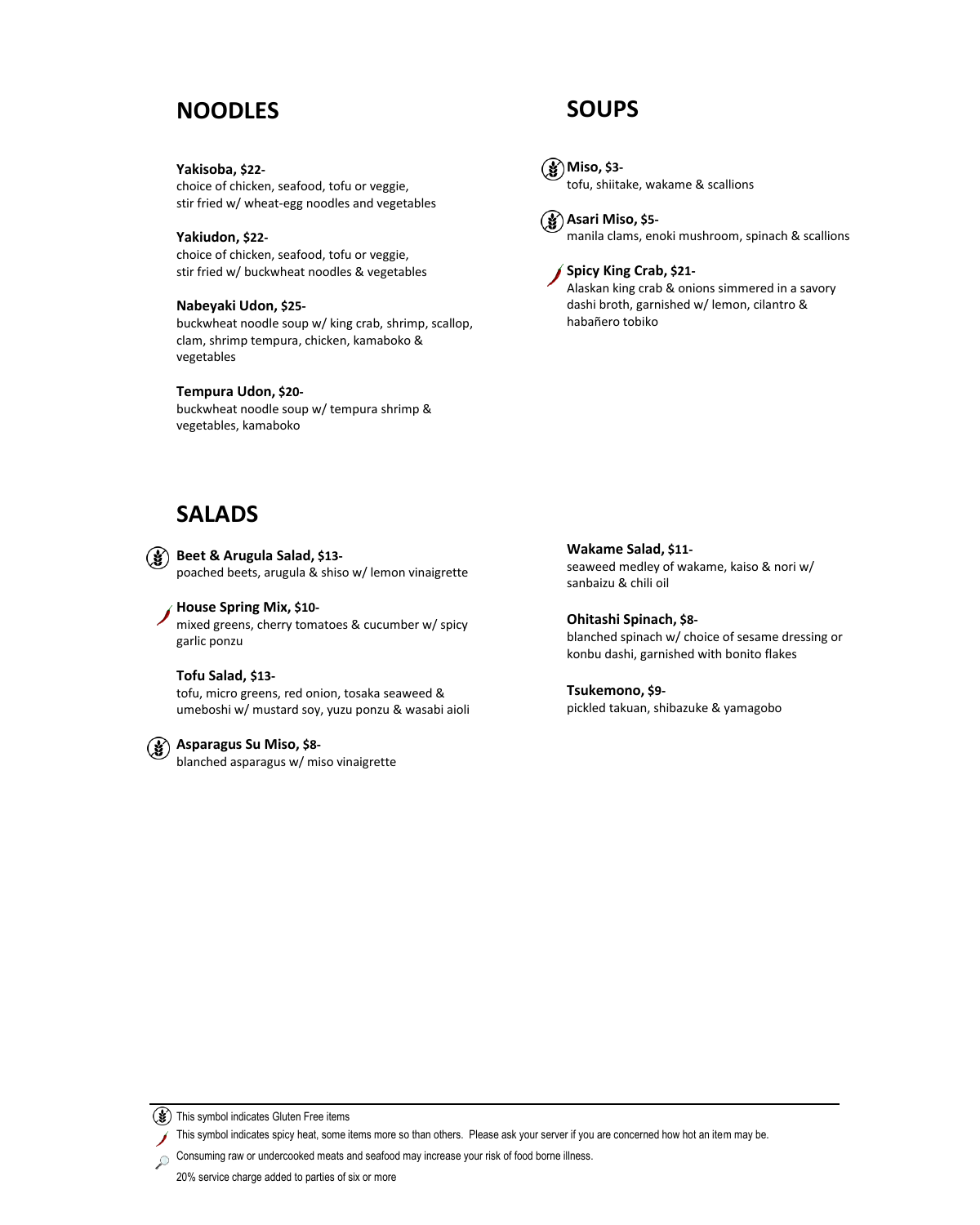## NOODLES

**Yakisoba, $22-**
choice of chicken, seafood, tofu or veggie,
stir fried w/ wheat-egg noodles and vegetables

**Yakiudon, $22-**
choice of chicken, seafood, tofu or veggie,
stir fried w/ buckwheat noodles & vegetables

**Nabeyaki Udon, $25-**
buckwheat noodle soup w/ king crab, shrimp, scallop, clam, shrimp tempura, chicken, kamaboko & vegetables

**Tempura Udon, $20-**
buckwheat noodle soup w/ tempura shrimp & vegetables, kamaboko

## SOUPS

**Miso, $3-**
tofu, shiitake, wakame & scallions

**Asari Miso, $5-**
manila clams, enoki mushroom, spinach & scallions

**Spicy King Crab, $21-**
Alaskan king crab & onions simmered in a savory dashi broth, garnished w/ lemon, cilantro & habañero tobiko

## SALADS

**Beet & Arugula Salad, $13-**
poached beets, arugula & shiso w/ lemon vinaigrette

**House Spring Mix, $10-**
mixed greens, cherry tomatoes & cucumber w/ spicy garlic ponzu

**Tofu Salad, $13-**
tofu, micro greens, red onion, tosaka seaweed & umeboshi w/ mustard soy, yuzu ponzu & wasabi aioli

**Asparagus Su Miso, $8-**
blanched asparagus w/ miso vinaigrette

**Wakame Salad, $11-**
seaweed medley of wakame, kaiso & nori w/ sanbaizu & chili oil

**Ohitashi Spinach, $8-**
blanched spinach w/ choice of sesame dressing or konbu dashi, garnished with bonito flakes

**Tsukemono, $9-**
pickled takuan, shibazuke & yamagobo

---

This symbol indicates Gluten Free items

This symbol indicates spicy heat, some items more so than others. Please ask your server if you are concerned how hot an item may be.

Consuming raw or undercooked meats and seafood may increase your risk of food borne illness.

20% service charge added to parties of six or more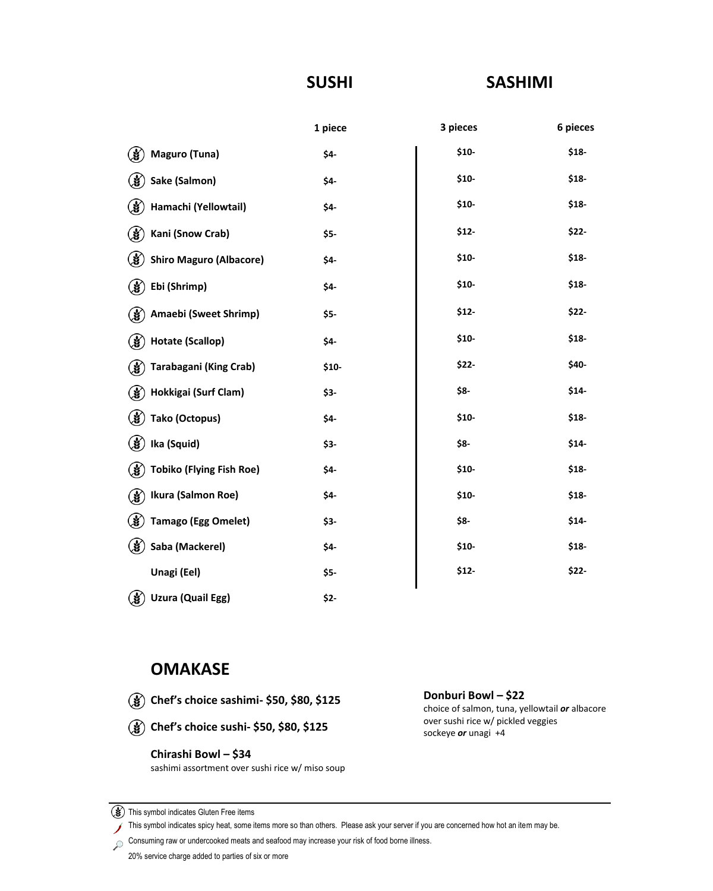## SUSHI / SASHIMI

| | SUSHI 1 piece | SASHIMI 3 pieces | SASHIMI 6 pieces |
|---|---|---|---|
| (GF) Maguro (Tuna) | $4- | $10- | $18- |
| (GF) Sake (Salmon) | $4- | $10- | $18- |
| (GF) Hamachi (Yellowtail) | $4- | $10- | $18- |
| (GF) Kani (Snow Crab) | $5- | $12- | $22- |
| (GF) Shiro Maguro (Albacore) | $4- | $10- | $18- |
| (GF) Ebi (Shrimp) | $4- | $10- | $18- |
| (GF) Amaebi (Sweet Shrimp) | $5- | $12- | $22- |
| (GF) Hotate (Scallop) | $4- | $10- | $18- |
| (GF) Tarabagani (King Crab) | $10- | $22- | $40- |
| (GF) Hokkigai (Surf Clam) | $3- | $8- | $14- |
| (GF) Tako (Octopus) | $4- | $10- | $18- |
| (GF) Ika (Squid) | $3- | $8- | $14- |
| (GF) Tobiko (Flying Fish Roe) | $4- | $10- | $18- |
| (GF) Ikura (Salmon Roe) | $4- | $10- | $18- |
| (GF) Tamago (Egg Omelet) | $3- | $8- | $14- |
| (GF) Saba (Mackerel) | $4- | $10- | $18- |
| Unagi (Eel) | $5- | $12- | $22- |
| (GF) Uzura (Quail Egg) | $2- | | |

## OMAKASE

(GF) **Chef's choice sashimi- $50, $80, $125**

(GF) **Chef's choice sushi- $50, $80, $125**

**Chirashi Bowl – $34**
sashimi assortment over sushi rice w/ miso soup

**Donburi Bowl – $22**
choice of salmon, tuna, yellowtail ***or*** albacore over sushi rice w/ pickled veggies
sockeye ***or*** unagi +4

---

(GF) This symbol indicates Gluten Free items

This symbol indicates spicy heat, some items more so than others. Please ask your server if you are concerned how hot an item may be.

Consuming raw or undercooked meats and seafood may increase your risk of food borne illness.

20% service charge added to parties of six or more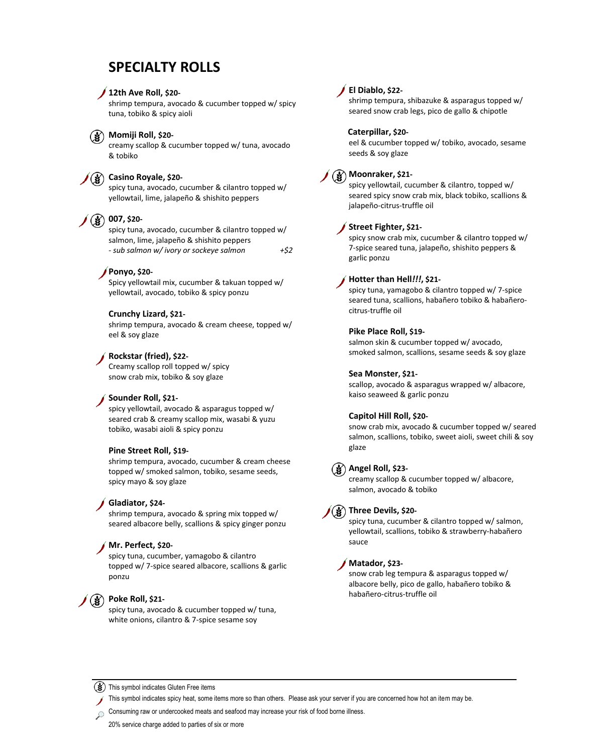# SPECIALTY ROLLS

**12th Ave Roll, $20-**
shrimp tempura, avocado & cucumber topped w/ spicy tuna, tobiko & spicy aioli

**Momiji Roll, $20-**
creamy scallop & cucumber topped w/ tuna, avocado & tobiko

**Casino Royale, $20-**
spicy tuna, avocado, cucumber & cilantro topped w/ yellowtail, lime, jalapeño & shishito peppers

**007, $20-**
spicy tuna, avocado, cucumber & cilantro topped w/ salmon, lime, jalapeño & shishito peppers
*- sub salmon w/ ivory or sockeye salmon* *+$2*

**Ponyo, $20-**
Spicy yellowtail mix, cucumber & takuan topped w/ yellowtail, avocado, tobiko & spicy ponzu

**Crunchy Lizard, $21-**
shrimp tempura, avocado & cream cheese, topped w/ eel & soy glaze

**Rockstar (fried), $22-**
Creamy scallop roll topped w/ spicy snow crab mix, tobiko & soy glaze

**Sounder Roll, $21-**
spicy yellowtail, avocado & asparagus topped w/ seared crab & creamy scallop mix, wasabi & yuzu tobiko, wasabi aioli & spicy ponzu

**Pine Street Roll, $19-**
shrimp tempura, avocado, cucumber & cream cheese topped w/ smoked salmon, tobiko, sesame seeds, spicy mayo & soy glaze

**Gladiator, $24-**
shrimp tempura, avocado & spring mix topped w/ seared albacore belly, scallions & spicy ginger ponzu

**Mr. Perfect, $20-**
spicy tuna, cucumber, yamagobo & cilantro topped w/ 7-spice seared albacore, scallions & garlic ponzu

**Poke Roll, $21-**
spicy tuna, avocado & cucumber topped w/ tuna, white onions, cilantro & 7-spice sesame soy

**El Diablo, $22-**
shrimp tempura, shibazuke & asparagus topped w/ seared snow crab legs, pico de gallo & chipotle

**Caterpillar, $20-**
eel & cucumber topped w/ tobiko, avocado, sesame seeds & soy glaze

**Moonraker, $21-**
spicy yellowtail, cucumber & cilantro, topped w/ seared spicy snow crab mix, black tobiko, scallions & jalapeño-citrus-truffle oil

**Street Fighter, $21-**
spicy snow crab mix, cucumber & cilantro topped w/ 7-spice seared tuna, jalapeño, shishito peppers & garlic ponzu

**Hotter than Hell*!!!*, $21-**
spicy tuna, yamagobo & cilantro topped w/ 7-spice seared tuna, scallions, habañero tobiko & habañero-citrus-truffle oil

**Pike Place Roll, $19-**
salmon skin & cucumber topped w/ avocado, smoked salmon, scallions, sesame seeds & soy glaze

**Sea Monster, $21-**
scallop, avocado & asparagus wrapped w/ albacore, kaiso seaweed & garlic ponzu

**Capitol Hill Roll, $20-**
snow crab mix, avocado & cucumber topped w/ seared salmon, scallions, tobiko, sweet aioli, sweet chili & soy glaze

**Angel Roll, $23-**
creamy scallop & cucumber topped w/ albacore, salmon, avocado & tobiko

**Three Devils, $20-**
spicy tuna, cucumber & cilantro topped w/ salmon, yellowtail, scallions, tobiko & strawberry-habañero sauce

**Matador, $23-**
snow crab leg tempura & asparagus topped w/ albacore belly, pico de gallo, habañero tobiko & habañero-citrus-truffle oil

---

This symbol indicates Gluten Free items

This symbol indicates spicy heat, some items more so than others. Please ask your server if you are concerned how hot an item may be.

Consuming raw or undercooked meats and seafood may increase your risk of food borne illness.

20% service charge added to parties of six or more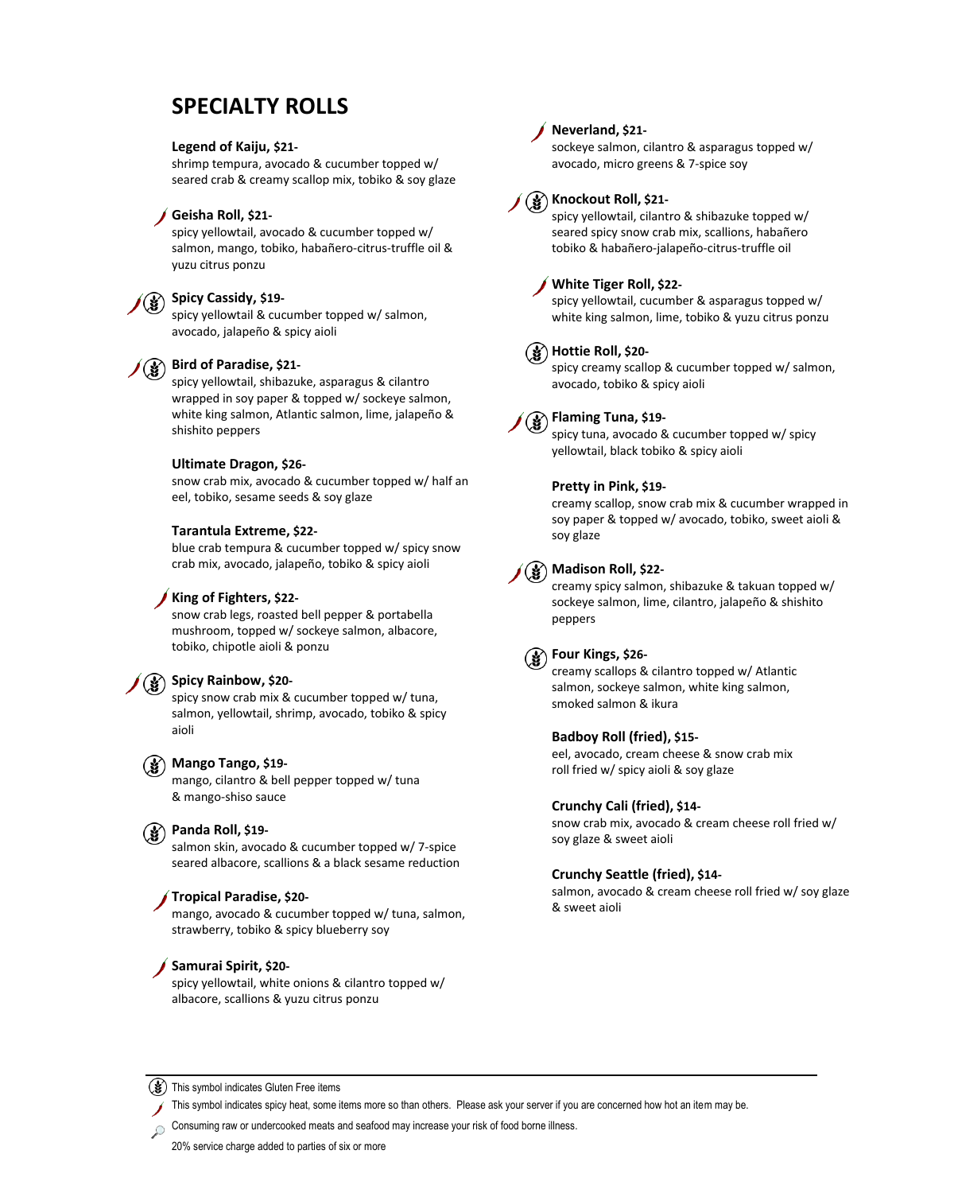# SPECIALTY ROLLS

**Legend of Kaiju, $21-**
shrimp tempura, avocado & cucumber topped w/ seared crab & creamy scallop mix, tobiko & soy glaze

**Geisha Roll, $21-**
spicy yellowtail, avocado & cucumber topped w/ salmon, mango, tobiko, habañero-citrus-truffle oil & yuzu citrus ponzu

**Spicy Cassidy, $19-**
spicy yellowtail & cucumber topped w/ salmon, avocado, jalapeño & spicy aioli

**Bird of Paradise, $21-**
spicy yellowtail, shibazuke, asparagus & cilantro wrapped in soy paper & topped w/ sockeye salmon, white king salmon, Atlantic salmon, lime, jalapeño & shishito peppers

**Ultimate Dragon, $26-**
snow crab mix, avocado & cucumber topped w/ half an eel, tobiko, sesame seeds & soy glaze

**Tarantula Extreme, $22-**
blue crab tempura & cucumber topped w/ spicy snow crab mix, avocado, jalapeño, tobiko & spicy aioli

**King of Fighters, $22-**
snow crab legs, roasted bell pepper & portabella mushroom, topped w/ sockeye salmon, albacore, tobiko, chipotle aioli & ponzu

**Spicy Rainbow, $20-**
spicy snow crab mix & cucumber topped w/ tuna, salmon, yellowtail, shrimp, avocado, tobiko & spicy aioli

**Mango Tango, $19-**
mango, cilantro & bell pepper topped w/ tuna & mango-shiso sauce

**Panda Roll, $19-**
salmon skin, avocado & cucumber topped w/ 7-spice seared albacore, scallions & a black sesame reduction

**Tropical Paradise, $20-**
mango, avocado & cucumber topped w/ tuna, salmon, strawberry, tobiko & spicy blueberry soy

**Samurai Spirit, $20-**
spicy yellowtail, white onions & cilantro topped w/ albacore, scallions & yuzu citrus ponzu

**Neverland, $21-**
sockeye salmon, cilantro & asparagus topped w/ avocado, micro greens & 7-spice soy

**Knockout Roll, $21-**
spicy yellowtail, cilantro & shibazuke topped w/ seared spicy snow crab mix, scallions, habañero tobiko & habañero-jalapeño-citrus-truffle oil

**White Tiger Roll, $22-**
spicy yellowtail, cucumber & asparagus topped w/ white king salmon, lime, tobiko & yuzu citrus ponzu

**Hottie Roll, $20-**
spicy creamy scallop & cucumber topped w/ salmon, avocado, tobiko & spicy aioli

**Flaming Tuna, $19-**
spicy tuna, avocado & cucumber topped w/ spicy yellowtail, black tobiko & spicy aioli

**Pretty in Pink, $19-**
creamy scallop, snow crab mix & cucumber wrapped in soy paper & topped w/ avocado, tobiko, sweet aioli & soy glaze

**Madison Roll, $22-**
creamy spicy salmon, shibazuke & takuan topped w/ sockeye salmon, lime, cilantro, jalapeño & shishito peppers

**Four Kings, $26-**
creamy scallops & cilantro topped w/ Atlantic salmon, sockeye salmon, white king salmon, smoked salmon & ikura

**Badboy Roll (fried), $15-**
eel, avocado, cream cheese & snow crab mix roll fried w/ spicy aioli & soy glaze

**Crunchy Cali (fried), $14-**
snow crab mix, avocado & cream cheese roll fried w/ soy glaze & sweet aioli

**Crunchy Seattle (fried), $14-**
salmon, avocado & cream cheese roll fried w/ soy glaze & sweet aioli

---

This symbol indicates Gluten Free items

This symbol indicates spicy heat, some items more so than others. Please ask your server if you are concerned how hot an item may be.

Consuming raw or undercooked meats and seafood may increase your risk of food borne illness.

20% service charge added to parties of six or more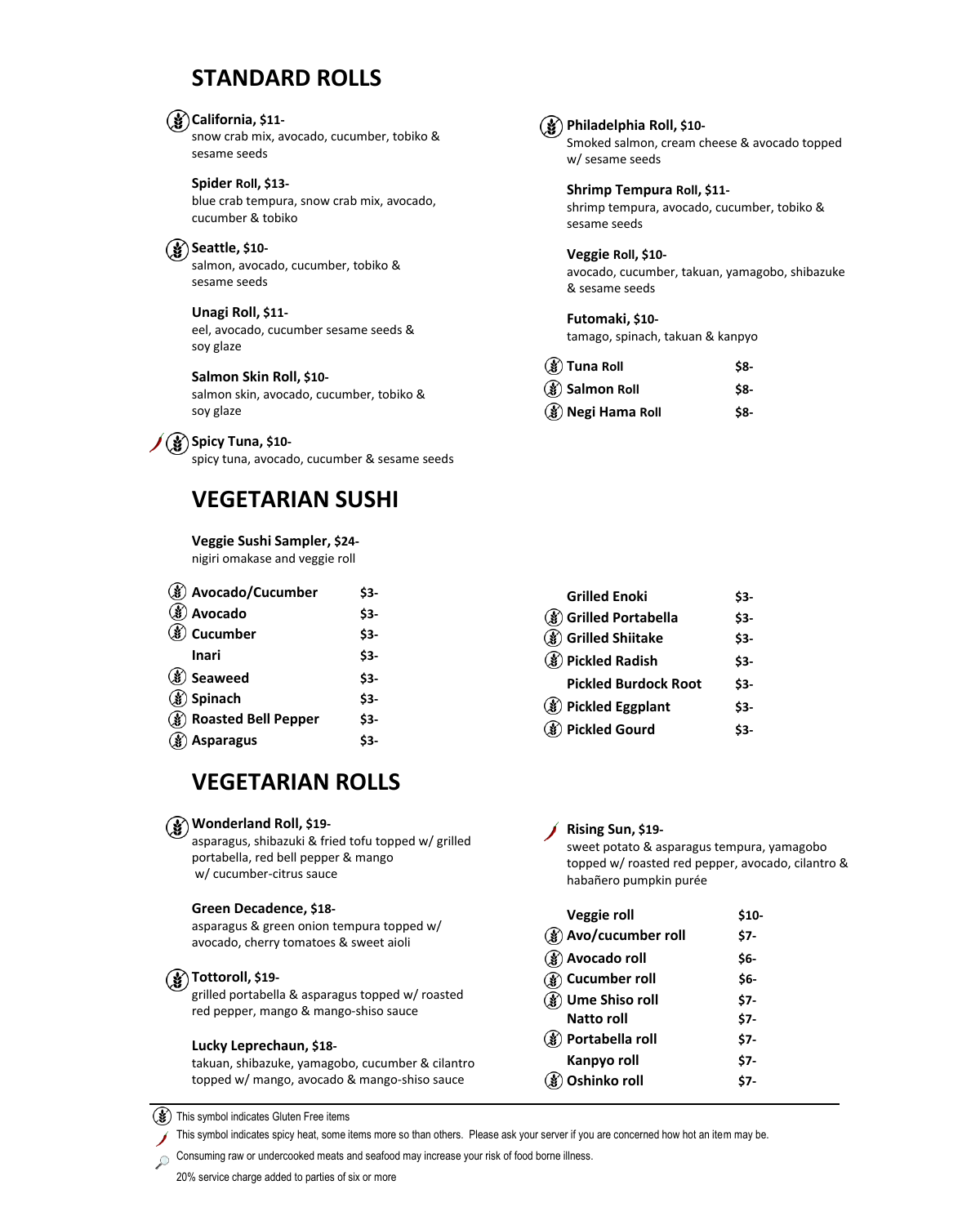## STANDARD ROLLS

**California, $11-**
snow crab mix, avocado, cucumber, tobiko & sesame seeds

**Spider Roll, $13-**
blue crab tempura, snow crab mix, avocado, cucumber & tobiko

**Seattle, $10-**
salmon, avocado, cucumber, tobiko & sesame seeds

**Unagi Roll, $11-**
eel, avocado, cucumber sesame seeds & soy glaze

**Salmon Skin Roll, $10-**
salmon skin, avocado, cucumber, tobiko & soy glaze

**Spicy Tuna, $10-**
spicy tuna, avocado, cucumber & sesame seeds

**Philadelphia Roll, $10-**
Smoked salmon, cream cheese & avocado topped w/ sesame seeds

**Shrimp Tempura Roll, $11-**
shrimp tempura, avocado, cucumber, tobiko & sesame seeds

**Veggie Roll, $10-**
avocado, cucumber, takuan, yamagobo, shibazuke & sesame seeds

**Futomaki, $10-**
tamago, spinach, takuan & kanpyo

| | |
|---|---|
| **Tuna Roll** | $8- |
| **Salmon Roll** | $8- |
| **Negi Hama Roll** | $8- |

## VEGETARIAN SUSHI

**Veggie Sushi Sampler, $24-**
nigiri omakase and veggie roll

| | |
|---|---|
| **Avocado/Cucumber** | $3- |
| **Avocado** | $3- |
| **Cucumber** | $3- |
| **Inari** | $3- |
| **Seaweed** | $3- |
| **Spinach** | $3- |
| **Roasted Bell Pepper** | $3- |
| **Asparagus** | $3- |
| **Grilled Enoki** | $3- |
| **Grilled Portabella** | $3- |
| **Grilled Shiitake** | $3- |
| **Pickled Radish** | $3- |
| **Pickled Burdock Root** | $3- |
| **Pickled Eggplant** | $3- |
| **Pickled Gourd** | $3- |

## VEGETARIAN ROLLS

**Wonderland Roll, $19-**
asparagus, shibazuki & fried tofu topped w/ grilled portabella, red bell pepper & mango w/ cucumber-citrus sauce

**Green Decadence, $18-**
asparagus & green onion tempura topped w/ avocado, cherry tomatoes & sweet aioli

**Tottoroll, $19-**
grilled portabella & asparagus topped w/ roasted red pepper, mango & mango-shiso sauce

**Lucky Leprechaun, $18-**
takuan, shibazuke, yamagobo, cucumber & cilantro topped w/ mango, avocado & mango-shiso sauce

**Rising Sun, $19-**
sweet potato & asparagus tempura, yamagobo topped w/ roasted red pepper, avocado, cilantro & habañero pumpkin purée

| | |
|---|---|
| **Veggie roll** | $10- |
| **Avo/cucumber roll** | $7- |
| **Avocado roll** | $6- |
| **Cucumber roll** | $6- |
| **Ume Shiso roll** | $7- |
| **Natto roll** | $7- |
| **Portabella roll** | $7- |
| **Kanpyo roll** | $7- |
| **Oshinko roll** | $7- |

This symbol indicates Gluten Free items

This symbol indicates spicy heat, some items more so than others. Please ask your server if you are concerned how hot an item may be.

Consuming raw or undercooked meats and seafood may increase your risk of food borne illness.

20% service charge added to parties of six or more